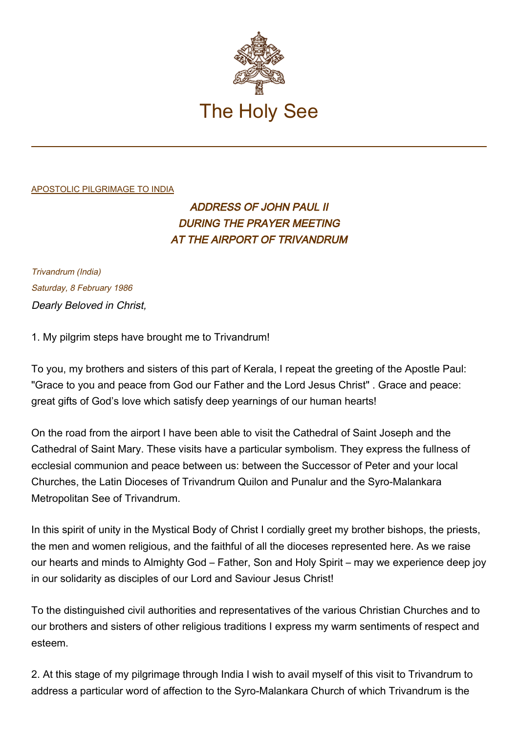# The Holy See

APOSTOLIC PILGRIMAGE TO INDIA

## *ADDRESS OF JOHN PAUL II DURING THE PRAYER MEETING AT THE AIRPORT OF TRIVANDRUM*

*Trivandrum (India)*
*Saturday, 8 February 1986*

*Dearly Beloved in Christ,*

1. My pilgrim steps have brought me to Trivandrum!

To you, my brothers and sisters of this part of Kerala, I repeat the greeting of the Apostle Paul: "Grace to you and peace from God our Father and the Lord Jesus Christ" . Grace and peace: great gifts of God's love which satisfy deep yearnings of our human hearts!

On the road from the airport I have been able to visit the Cathedral of Saint Joseph and the Cathedral of Saint Mary. These visits have a particular symbolism. They express the fullness of ecclesial communion and peace between us: between the Successor of Peter and your local Churches, the Latin Dioceses of Trivandrum Quilon and Punalur and the Syro-Malankara Metropolitan See of Trivandrum.

In this spirit of unity in the Mystical Body of Christ I cordially greet my brother bishops, the priests, the men and women religious, and the faithful of all the dioceses represented here. As we raise our hearts and minds to Almighty God – Father, Son and Holy Spirit – may we experience deep joy in our solidarity as disciples of our Lord and Saviour Jesus Christ!

To the distinguished civil authorities and representatives of the various Christian Churches and to our brothers and sisters of other religious traditions I express my warm sentiments of respect and esteem.

2. At this stage of my pilgrimage through India I wish to avail myself of this visit to Trivandrum to address a particular word of affection to the Syro-Malankara Church of which Trivandrum is the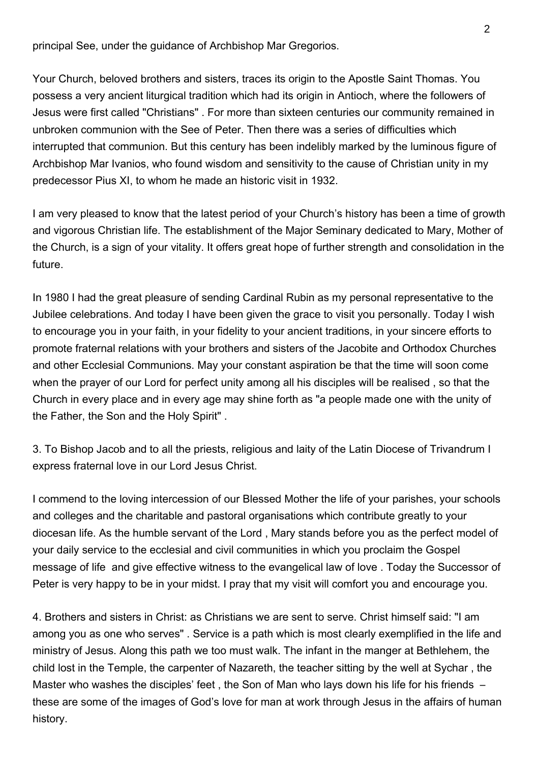principal See, under the guidance of Archbishop Mar Gregorios.

Your Church, beloved brothers and sisters, traces its origin to the Apostle Saint Thomas. You possess a very ancient liturgical tradition which had its origin in Antioch, where the followers of Jesus were first called "Christians" . For more than sixteen centuries our community remained in unbroken communion with the See of Peter. Then there was a series of difficulties which interrupted that communion. But this century has been indelibly marked by the luminous figure of Archbishop Mar Ivanios, who found wisdom and sensitivity to the cause of Christian unity in my predecessor Pius XI, to whom he made an historic visit in 1932.

I am very pleased to know that the latest period of your Church's history has been a time of growth and vigorous Christian life. The establishment of the Major Seminary dedicated to Mary, Mother of the Church, is a sign of your vitality. It offers great hope of further strength and consolidation in the future.

In 1980 I had the great pleasure of sending Cardinal Rubin as my personal representative to the Jubilee celebrations. And today I have been given the grace to visit you personally. Today I wish to encourage you in your faith, in your fidelity to your ancient traditions, in your sincere efforts to promote fraternal relations with your brothers and sisters of the Jacobite and Orthodox Churches and other Ecclesial Communions. May your constant aspiration be that the time will soon come when the prayer of our Lord for perfect unity among all his disciples will be realised , so that the Church in every place and in every age may shine forth as "a people made one with the unity of the Father, the Son and the Holy Spirit" .

3. To Bishop Jacob and to all the priests, religious and laity of the Latin Diocese of Trivandrum I express fraternal love in our Lord Jesus Christ.

I commend to the loving intercession of our Blessed Mother the life of your parishes, your schools and colleges and the charitable and pastoral organisations which contribute greatly to your diocesan life. As the humble servant of the Lord , Mary stands before you as the perfect model of your daily service to the ecclesial and civil communities in which you proclaim the Gospel message of life and give effective witness to the evangelical law of love . Today the Successor of Peter is very happy to be in your midst. I pray that my visit will comfort you and encourage you.

4. Brothers and sisters in Christ: as Christians we are sent to serve. Christ himself said: "I am among you as one who serves" . Service is a path which is most clearly exemplified in the life and ministry of Jesus. Along this path we too must walk. The infant in the manger at Bethlehem, the child lost in the Temple, the carpenter of Nazareth, the teacher sitting by the well at Sychar , the Master who washes the disciples' feet , the Son of Man who lays down his life for his friends – these are some of the images of God's love for man at work through Jesus in the affairs of human history.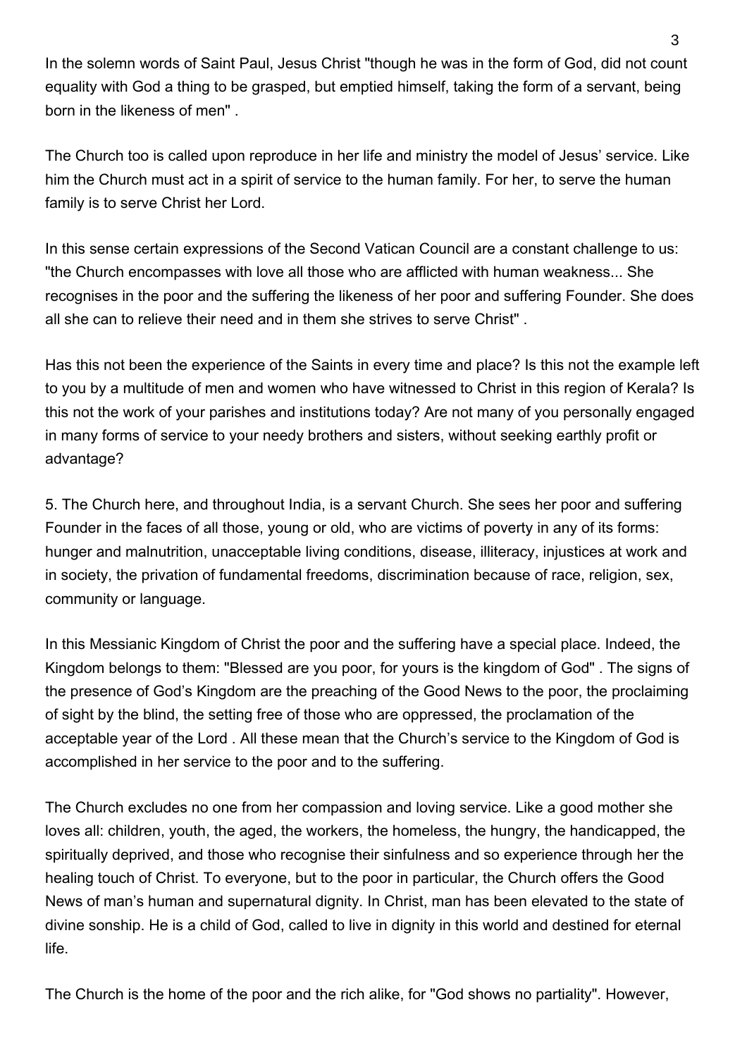In the solemn words of Saint Paul, Jesus Christ "though he was in the form of God, did not count equality with God a thing to be grasped, but emptied himself, taking the form of a servant, being born in the likeness of men" .

The Church too is called upon reproduce in her life and ministry the model of Jesus' service. Like him the Church must act in a spirit of service to the human family. For her, to serve the human family is to serve Christ her Lord.

In this sense certain expressions of the Second Vatican Council are a constant challenge to us: "the Church encompasses with love all those who are afflicted with human weakness... She recognises in the poor and the suffering the likeness of her poor and suffering Founder. She does all she can to relieve their need and in them she strives to serve Christ" .

Has this not been the experience of the Saints in every time and place? Is this not the example left to you by a multitude of men and women who have witnessed to Christ in this region of Kerala? Is this not the work of your parishes and institutions today? Are not many of you personally engaged in many forms of service to your needy brothers and sisters, without seeking earthly profit or advantage?

5. The Church here, and throughout India, is a servant Church. She sees her poor and suffering Founder in the faces of all those, young or old, who are victims of poverty in any of its forms: hunger and malnutrition, unacceptable living conditions, disease, illiteracy, injustices at work and in society, the privation of fundamental freedoms, discrimination because of race, religion, sex, community or language.

In this Messianic Kingdom of Christ the poor and the suffering have a special place. Indeed, the Kingdom belongs to them: "Blessed are you poor, for yours is the kingdom of God" . The signs of the presence of God's Kingdom are the preaching of the Good News to the poor, the proclaiming of sight by the blind, the setting free of those who are oppressed, the proclamation of the acceptable year of the Lord . All these mean that the Church's service to the Kingdom of God is accomplished in her service to the poor and to the suffering.

The Church excludes no one from her compassion and loving service. Like a good mother she loves all: children, youth, the aged, the workers, the homeless, the hungry, the handicapped, the spiritually deprived, and those who recognise their sinfulness and so experience through her the healing touch of Christ. To everyone, but to the poor in particular, the Church offers the Good News of man's human and supernatural dignity. In Christ, man has been elevated to the state of divine sonship. He is a child of God, called to live in dignity in this world and destined for eternal life.

The Church is the home of the poor and the rich alike, for "God shows no partiality". However,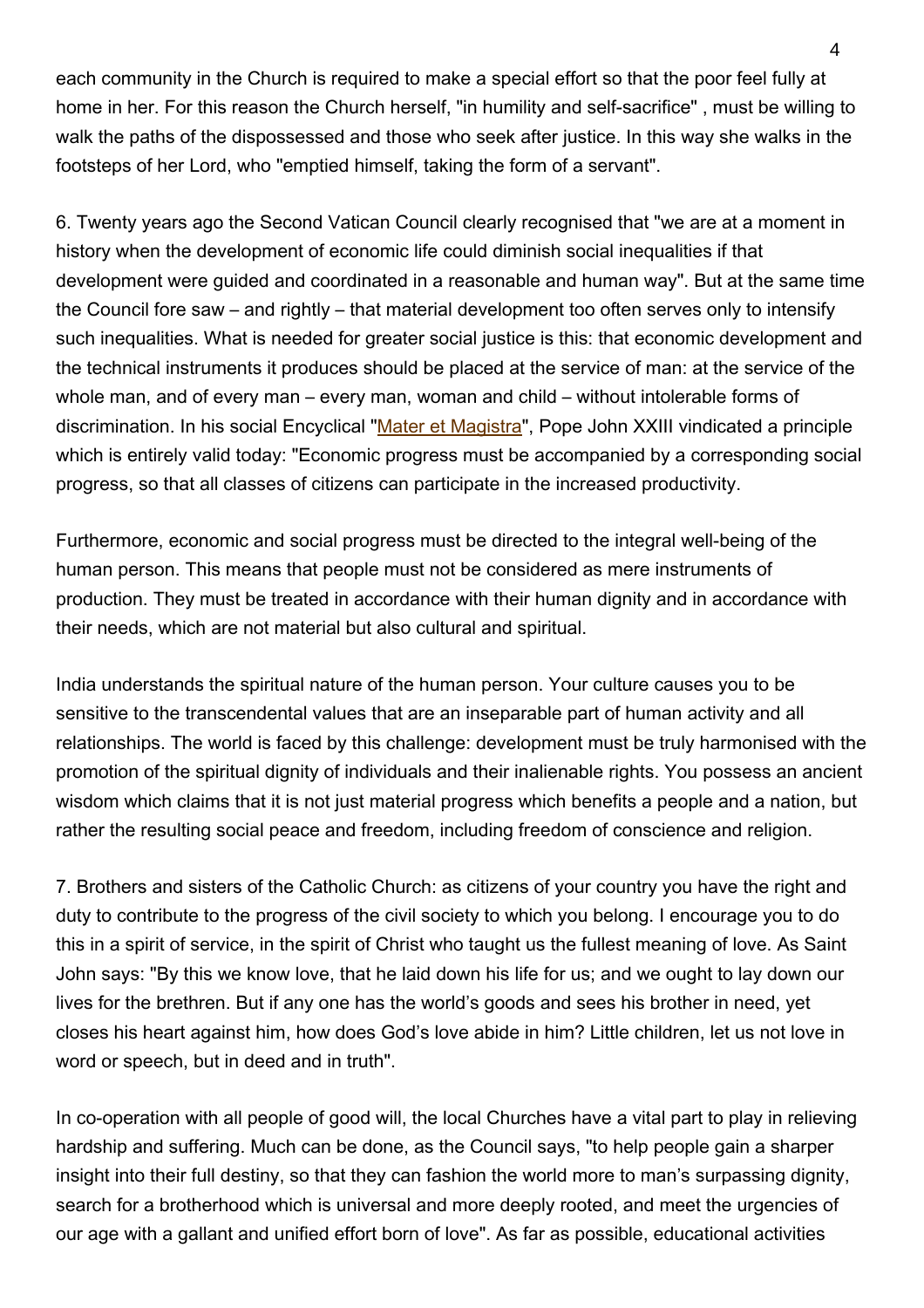each community in the Church is required to make a special effort so that the poor feel fully at home in her. For this reason the Church herself, "in humility and self-sacrifice" , must be willing to walk the paths of the dispossessed and those who seek after justice. In this way she walks in the footsteps of her Lord, who "emptied himself, taking the form of a servant".

6. Twenty years ago the Second Vatican Council clearly recognised that "we are at a moment in history when the development of economic life could diminish social inequalities if that development were guided and coordinated in a reasonable and human way". But at the same time the Council fore saw – and rightly – that material development too often serves only to intensify such inequalities. What is needed for greater social justice is this: that economic development and the technical instruments it produces should be placed at the service of man: at the service of the whole man, and of every man – every man, woman and child – without intolerable forms of discrimination. In his social Encyclical "Mater et Magistra", Pope John XXIII vindicated a principle which is entirely valid today: "Economic progress must be accompanied by a corresponding social progress, so that all classes of citizens can participate in the increased productivity.

Furthermore, economic and social progress must be directed to the integral well-being of the human person. This means that people must not be considered as mere instruments of production. They must be treated in accordance with their human dignity and in accordance with their needs, which are not material but also cultural and spiritual.

India understands the spiritual nature of the human person. Your culture causes you to be sensitive to the transcendental values that are an inseparable part of human activity and all relationships. The world is faced by this challenge: development must be truly harmonised with the promotion of the spiritual dignity of individuals and their inalienable rights. You possess an ancient wisdom which claims that it is not just material progress which benefits a people and a nation, but rather the resulting social peace and freedom, including freedom of conscience and religion.

7. Brothers and sisters of the Catholic Church: as citizens of your country you have the right and duty to contribute to the progress of the civil society to which you belong. I encourage you to do this in a spirit of service, in the spirit of Christ who taught us the fullest meaning of love. As Saint John says: "By this we know love, that he laid down his life for us; and we ought to lay down our lives for the brethren. But if any one has the world's goods and sees his brother in need, yet closes his heart against him, how does God's love abide in him? Little children, let us not love in word or speech, but in deed and in truth".

In co-operation with all people of good will, the local Churches have a vital part to play in relieving hardship and suffering. Much can be done, as the Council says, "to help people gain a sharper insight into their full destiny, so that they can fashion the world more to man's surpassing dignity, search for a brotherhood which is universal and more deeply rooted, and meet the urgencies of our age with a gallant and unified effort born of love". As far as possible, educational activities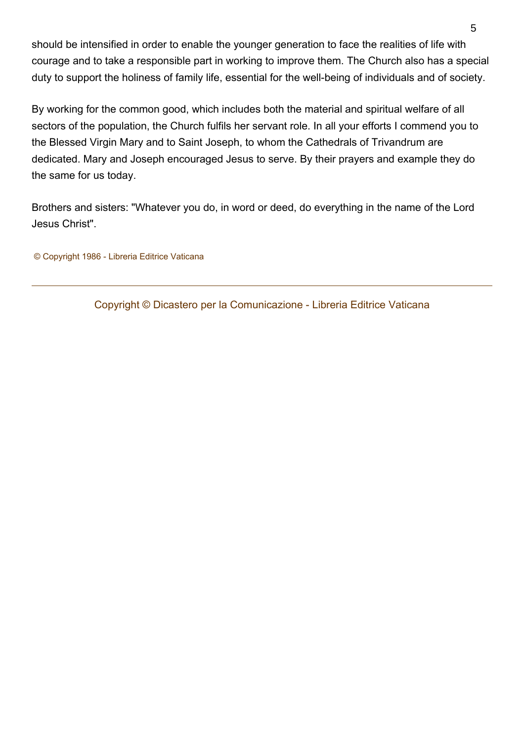should be intensified in order to enable the younger generation to face the realities of life with courage and to take a responsible part in working to improve them. The Church also has a special duty to support the holiness of family life, essential for the well-being of individuals and of society.

By working for the common good, which includes both the material and spiritual welfare of all sectors of the population, the Church fulfils her servant role. In all your efforts I commend you to the Blessed Virgin Mary and to Saint Joseph, to whom the Cathedrals of Trivandrum are dedicated. Mary and Joseph encouraged Jesus to serve. By their prayers and example they do the same for us today.

Brothers and sisters: "Whatever you do, in word or deed, do everything in the name of the Lord Jesus Christ".

© Copyright 1986 - Libreria Editrice Vaticana

---

Copyright © Dicastero per la Comunicazione - Libreria Editrice Vaticana